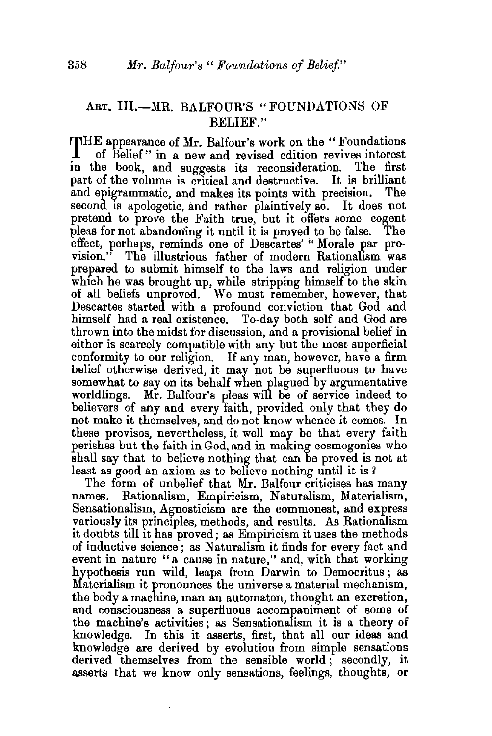## ART. III.—MR. BALFOUR'S "FOUNDATIONS OF BELIEF."

THE appearance of Mr. Balfour's work on the "Foundations of Belief" in a new and revised edition revives interest in the book, and suggests its reconsideration. The first part of the volume is critical and destructive. It is brilliant and epigrammatic, and makes its points with precision. The second is apologetic, and rather plaintively so. It does not pretend to prove the Faith true, but it offers some cogent pleas for not abandoning it until it is proved to be false. The effect, perhaps, reminds one of Descartes' "Morale par provision." The illustrious father of modern Rationalism was prepared to submit himself to the laws and religion under which he was brought up, while stripping himself to the skin of all beliefs unproved. We must remember, however, that Descartes started with a profound conviction that God and himself had a real existence. To-day both self and God are thrown into the midst for discussion, and a provisional belief in either is scarcely compatible with any but the most superficial conformity to our religion. If any man, however, have a firm belief otherwise derived, it may not be superfluous to have somewhat to say on its behalf when plagued by argumentative worldlings. Mr. Balfour's pleas will be of service indeed to believers of any and every faith, provided only that they do not make it themselves, and do not know whence it comes. In these provisos, nevertheless, it well may be that every faith perishes but the faith in God, and in making cosmogonies who shall say that to believe nothing that can be proved is not at least as good an axiom as to believe nothing until it is?

The form of unbelief that Mr. Balfour criticises has many names. Rationalism, Empiricism, Naturalism, Materialism, Sensationalism, Agnosticism are the commonest, and express variously its principles, methods, and results. As Rationalism it doubts till it has proved; as Empiricism it uses the methods of inductive science; as Naturalism it finds for every fact and event in nature "a cause in nature," and, with that working hypothesis run wild, leaps from Darwin to Democritus; as Materialism it pronounces the universe a material mechanism, the body a machine, man an automaton, thought an excretion, and consciousness a superfluous accompaniment of some of the machine's activities; as Sensationalism it is a theory of knowledge. In this it asserts, first, that all our ideas and knowledge are derived by evolution from simple sensations derived themselves from the sensible world; secondly, it asserts that we know only sensations, feelings, thoughts, or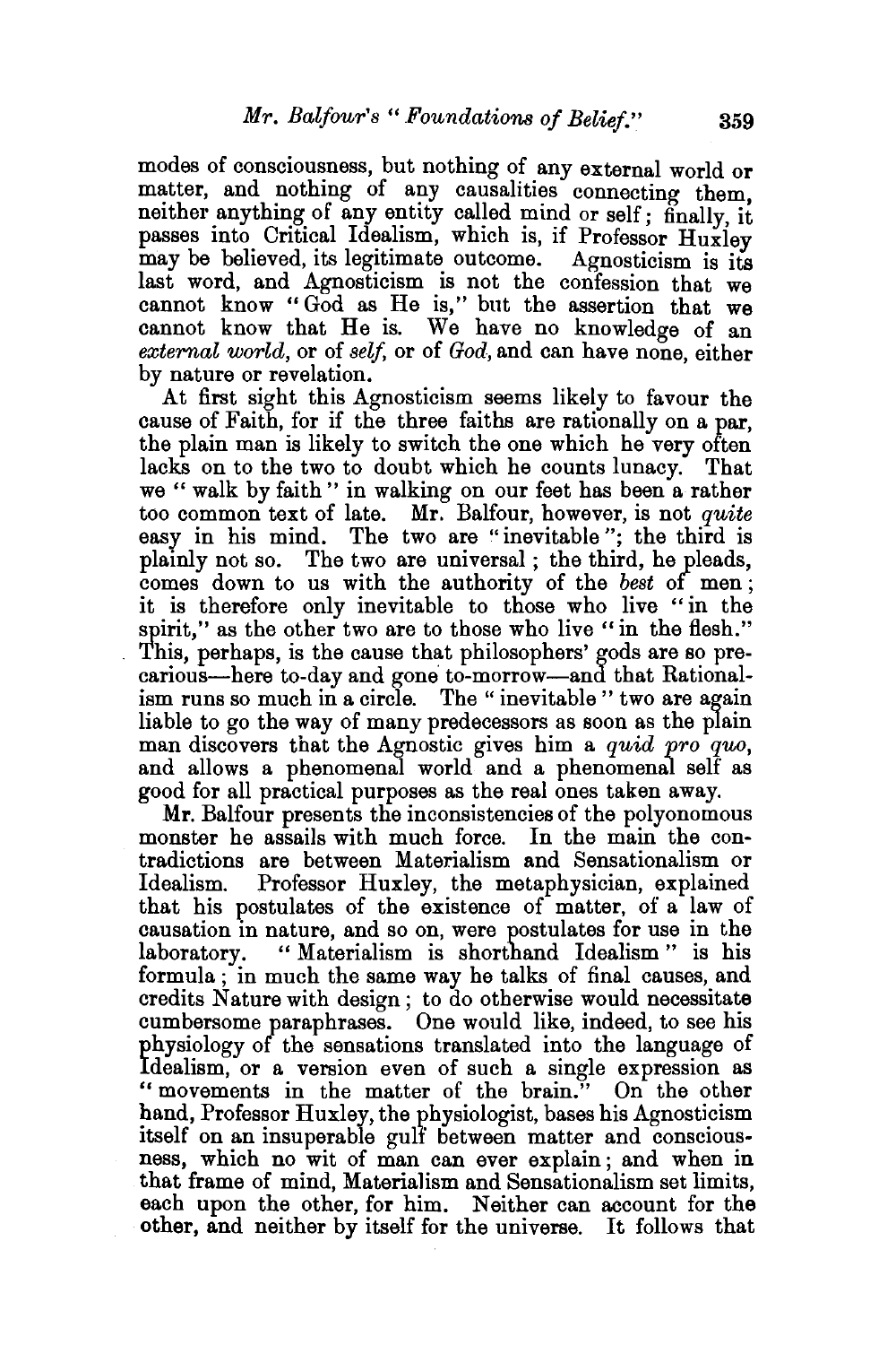modes of consciousness, but nothing of any external world or matter, and nothing of any causalities connecting them, neither anything of any entity called mind or self; finally, it passes into Critical Idealism, which is, if Professor Huxley may be believed, its legitimate outcome. Agnosticism is its last word, and Agnosticism is not the confession that we cannot know "God as He is," but the assertion that we cannot know that He is. We have no knowledge of an *external world*, or of *self*, or of *God*, and can have none, either by nature or revelation.

At first sight this Agnosticism seems likely to favour the cause of Faith, for if the three faiths are rationally on a par, the plain man is likely to switch the one which he very often lacks on to the two to doubt which he counts lunacy. That we "walk by faith" in walking on our feet has been a rather too common text of late. Mr. Balfour, however, is not *quite* easy in his mind. The two are "inevitable"; the third is plainly not so. The two are universal; the third, he pleads, comes down to us with the authority of the *best* of men; it is therefore only inevitable to those who live "in the spirit," as the other two are to those who live "in the flesh." This, perhaps, is the cause that philosophers' gods are so precarious—here to-day and gone to-morrow—and that Rationalism runs so much in a circle. The "inevitable" two are again liable to go the way of many predecessors as soon as the plain man discovers that the Agnostic gives him a *quid pro quo*, and allows a phenomenal world and a phenomenal self as good for all practical purposes as the real ones taken away.

Mr. Balfour presents the inconsistencies of the polyonomous monster he assails with much force. In the main the contradictions are between Materialism and Sensationalism or Idealism. Professor Huxley, the metaphysician, explained that his postulates of the existence of matter, of a law of causation in nature, and so on, were postulates for use in the laboratory. "Materialism is shorthand Idealism" is his formula; in much the same way he talks of final causes, and credits Nature with design; to do otherwise would necessitate cumbersome paraphrases. One would like, indeed, to see his physiology of the sensations translated into the language of Idealism, or a version even of such a single expression as "movements in the matter of the brain." On the other hand, Professor Huxley, the physiologist, bases his Agnosticism itself on an insuperable gulf between matter and consciousness, which no wit of man can ever explain; and when in that frame of mind, Materialism and Sensationalism set limits, each upon the other, for him. Neither can account for the other, and neither by itself for the universe. It follows that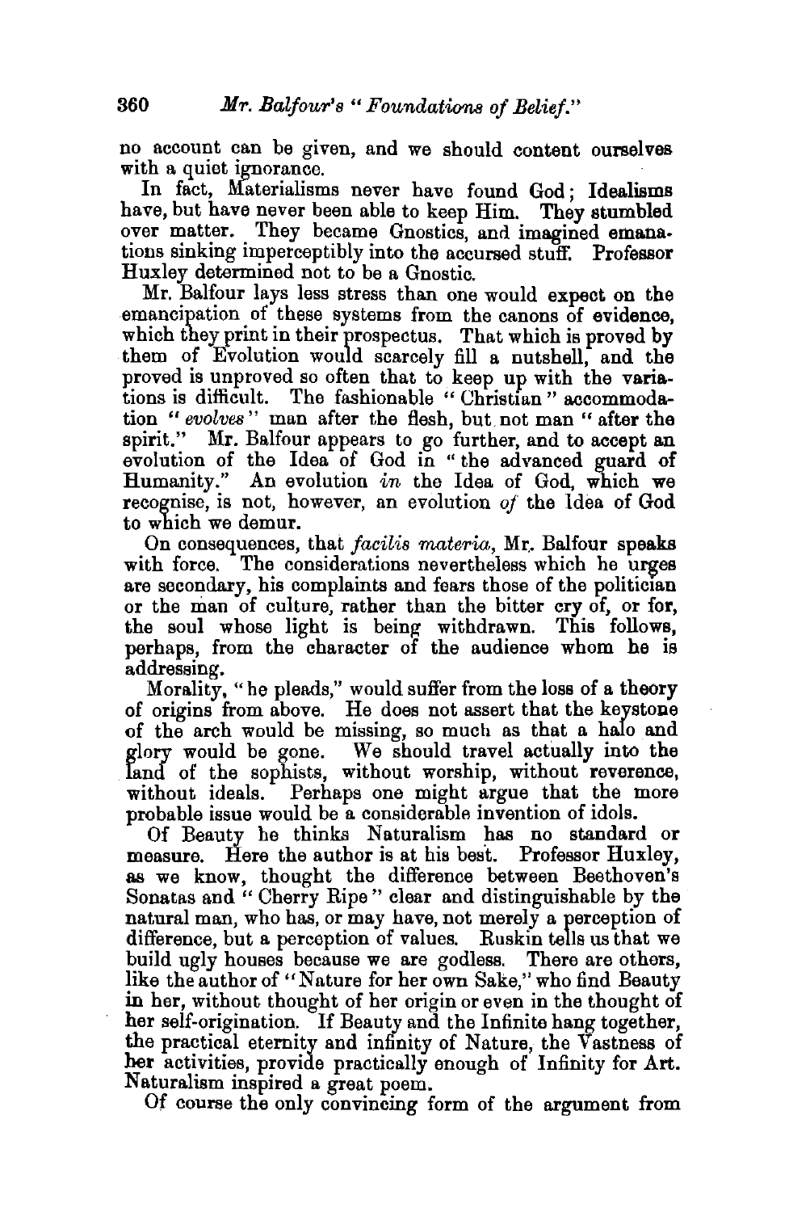no account can be given, and we should content ourselves with a quiet ignorance.

In fact, Materialisms never have found God; Idealisms have, but have never been able to keep Him. They stumbled over matter. They became Gnostics, and imagined emanations sinking imperceptibly into the accursed stuff. Professor Huxley determined not to be a Gnostic.

Mr. Balfour lays less stress than one would expect on the emancipation of these systems from the canons of evidence, which they print in their prospectus. That which is proved by them of Evolution would scarcely fill a nutshell, and the proved is unproved so often that to keep up with the variations is difficult. The fashionable "Christian" accommodation "*evolves*" man after the flesh, but not man "after the spirit." Mr. Balfour appears to go further, and to accept an evolution of the Idea of God in "the advanced guard of Humanity." An evolution *in* the Idea of God, which we recognise, is not, however, an evolution *of* the Idea of God to which we demur.

On consequences, that *facilis materia*, Mr. Balfour speaks with force. The considerations nevertheless which he urges are secondary, his complaints and fears those of the politician or the man of culture, rather than the bitter cry of, or for, the soul whose light is being withdrawn. This follows, perhaps, from the character of the audience whom he is addressing.

Morality, "he pleads," would suffer from the loss of a theory of origins from above. He does not assert that the keystone of the arch would be missing, so much as that a halo and glory would be gone. We should travel actually into the land of the sophists, without worship, without reverence, without ideals. Perhaps one might argue that the more probable issue would be a considerable invention of idols.

Of Beauty he thinks Naturalism has no standard or measure. Here the author is at his best. Professor Huxley, as we know, thought the difference between Beethoven's Sonatas and "Cherry Ripe" clear and distinguishable by the natural man, who has, or may have, not merely a perception of difference, but a perception of values. Ruskin tells us that we build ugly houses because we are godless. There are others, like the author of "Nature for her own Sake," who find Beauty in her, without thought of her origin or even in the thought of her self-origination. If Beauty and the Infinite hang together, the practical eternity and infinity of Nature, the Vastness of her activities, provide practically enough of Infinity for Art. Naturalism inspired a great poem.

Of course the only convincing form of the argument from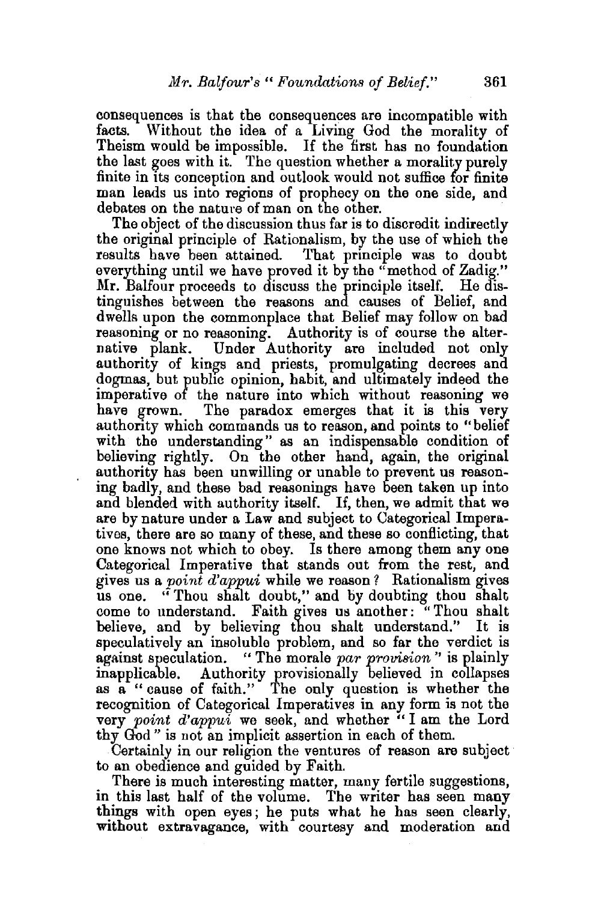consequences is that the consequences are incompatible with facts. Without the idea of a Living God the morality of Theism would be impossible. If the first has no foundation the last goes with it. The question whether a morality purely finite in its conception and outlook would not suffice for finite man leads us into regions of prophecy on the one side, and debates on the nature of man on the other.

The object of the discussion thus far is to discredit indirectly the original principle of Rationalism, by the use of which the results have been attained. That principle was to doubt everything until we have proved it by the "method of Zadig." Mr. Balfour proceeds to discuss the principle itself. He distinguishes between the reasons and causes of Belief, and dwells upon the commonplace that Belief may follow on bad reasoning or no reasoning. Authority is of course the alternative plank. Under Authority are included not only authority of kings and priests, promulgating decrees and dogmas, but public opinion, habit, and ultimately indeed the imperative of the nature into which without reasoning we have grown. The paradox emerges that it is this very authority which commands us to reason, and points to "belief with the understanding" as an indispensable condition of believing rightly. On the other hand, again, the original authority has been unwilling or unable to prevent us reasoning badly, and these bad reasonings have been taken up into and blended with authority itself. If, then, we admit that we are by nature under a Law and subject to Categorical Imperatives, there are so many of these, and these so conflicting, that one knows not which to obey. Is there among them any one Categorical Imperative that stands out from the rest, and gives us a *point d'appui* while we reason? Rationalism gives us one. "Thou shalt doubt," and by doubting thou shalt come to understand. Faith gives us another: "Thou shalt believe, and by believing thou shalt understand." It is speculatively an insoluble problem, and so far the verdict is against speculation. "The morale *par provision*" is plainly inapplicable. Authority provisionally believed in collapses as a "cause of faith." The only question is whether the recognition of Categorical Imperatives in any form is not the very *point d'appui* we seek, and whether "I am the Lord thy God" is not an implicit assertion in each of them.

Certainly in our religion the ventures of reason are subject to an obedience and guided by Faith.

There is much interesting matter, many fertile suggestions, in this last half of the volume. The writer has seen many things with open eyes; he puts what he has seen clearly, without extravagance, with courtesy and moderation and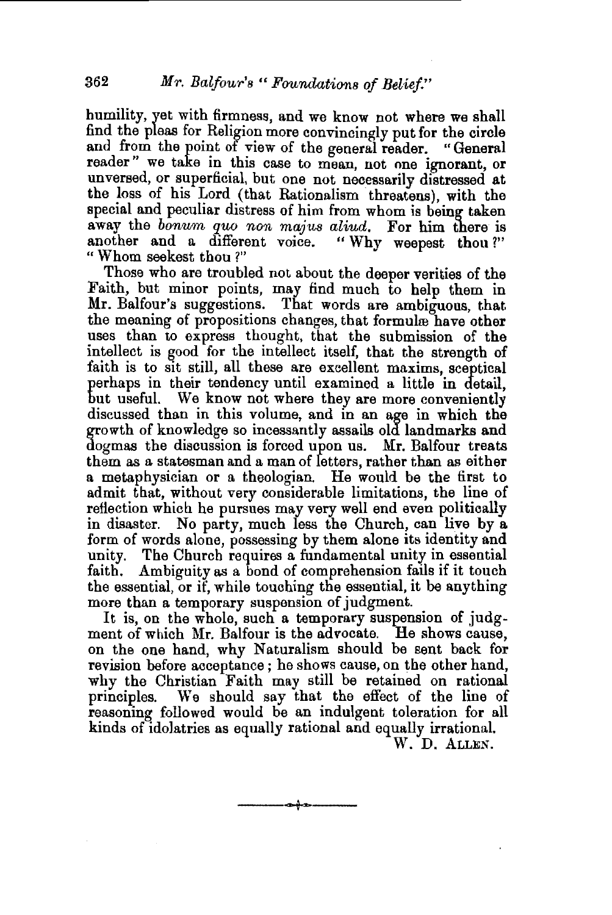humility, yet with firmness, and we know not where we shall find the pleas for Religion more convincingly put for the circle and from the point of view of the general reader. "General reader" we take in this case to mean, not one ignorant, or unversed, or superficial, but one not necessarily distressed at the loss of his Lord (that Rationalism threatens), with the special and peculiar distress of him from whom is being taken away the *bonum quo non majus aliud*. For him there is another and a different voice. "Why weepest thou?" "Whom seekest thou?"

Those who are troubled not about the deeper verities of the Faith, but minor points, may find much to help them in Mr. Balfour's suggestions. That words are ambiguous, that the meaning of propositions changes, that formulæ have other uses than to express thought, that the submission of the intellect is good for the intellect itself, that the strength of faith is to sit still, all these are excellent maxims, sceptical perhaps in their tendency until examined a little in detail, but useful. We know not where they are more conveniently discussed than in this volume, and in an age in which the growth of knowledge so incessantly assails old landmarks and dogmas the discussion is forced upon us. Mr. Balfour treats them as a statesman and a man of letters, rather than as either a metaphysician or a theologian. He would be the first to admit that, without very considerable limitations, the line of reflection which he pursues may very well end even politically in disaster. No party, much less the Church, can live by a form of words alone, possessing by them alone its identity and unity. The Church requires a fundamental unity in essential faith. Ambiguity as a bond of comprehension fails if it touch the essential, or if, while touching the essential, it be anything more than a temporary suspension of judgment.

It is, on the whole, such a temporary suspension of judgment of which Mr. Balfour is the advocate. He shows cause, on the one hand, why Naturalism should be sent back for revision before acceptance; he shows cause, on the other hand, why the Christian Faith may still be retained on rational principles. We should say that the effect of the line of reasoning followed would be an indulgent toleration for all kinds of idolatries as equally rational and equally irrational.

W. D. ALLEN.